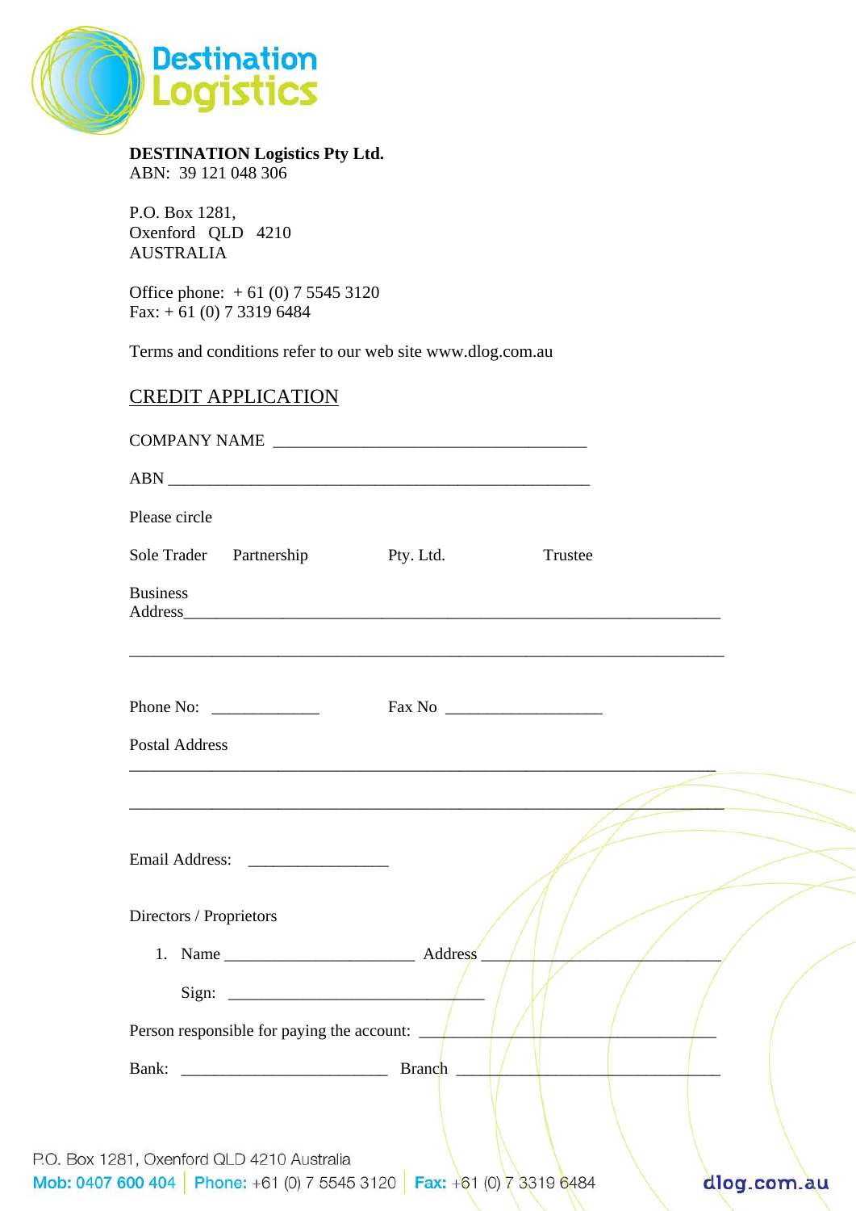**DESTINATION Logistics Pty Ltd.**
ABN: 39 121 048 306

P.O. Box 1281,
Oxenford QLD 4210
AUSTRALIA

Office phone: + 61 (0) 7 5545 3120
Fax: + 61 (0) 7 3319 6484

Terms and conditions refer to our web site www.dlog.com.au

## CREDIT APPLICATION

COMPANY NAME ____________________________________

ABN ________________________________________________

Please circle

Sole Trader    Partnership    Pty. Ltd.    Trustee

Business
Address_________________________________________________________________

_____________________________________________________________________

Phone No: ____________    Fax No __________________

Postal Address

_____________________________________________________________________

_____________________________________________________________________

Email Address: ________________

Directors / Proprietors

1. Name ______________________ Address ____________________________

   Sign: ______________________________

Person responsible for paying the account: __________________________________

Bank: ________________________ Branch ______________________________

P.O. Box 1281, Oxenford QLD 4210 Australia
**Mob:** 0407 600 404 | **Phone:** +61 (0) 7 5545 3120 | **Fax:** +61 (0) 7 3319 6484    dlog.com.au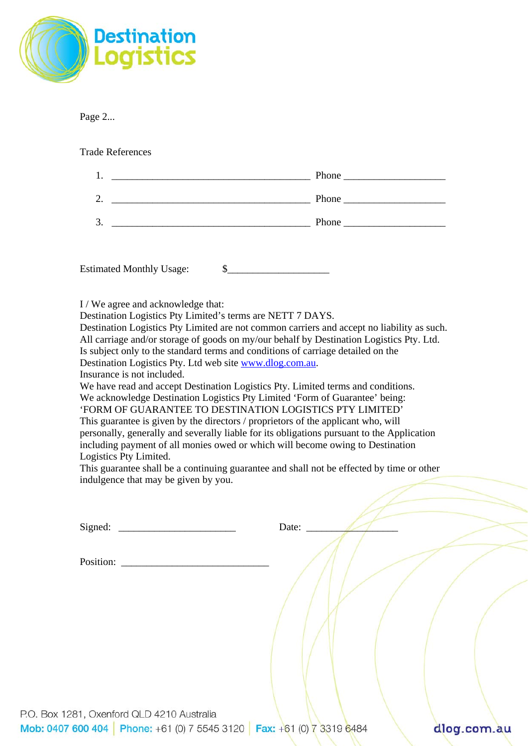Page 2...

Trade References

1. ________________________________________ Phone ____________________

2. ________________________________________ Phone ____________________

3. ________________________________________ Phone ____________________

Estimated Monthly Usage: $____________________

I / We agree and acknowledge that:
Destination Logistics Pty Limited's terms are NETT 7 DAYS.
Destination Logistics Pty Limited are not common carriers and accept no liability as such.
All carriage and/or storage of goods on my/our behalf by Destination Logistics Pty. Ltd.
Is subject only to the standard terms and conditions of carriage detailed on the Destination Logistics Pty. Ltd web site www.dlog.com.au.
Insurance is not included.
We have read and accept Destination Logistics Pty. Limited terms and conditions.
We acknowledge Destination Logistics Pty Limited 'Form of Guarantee' being:
'FORM OF GUARANTEE TO DESTINATION LOGISTICS PTY LIMITED'
This guarantee is given by the directors / proprietors of the applicant who, will personally, generally and severally liable for its obligations pursuant to the Application including payment of all monies owed or which will become owing to Destination Logistics Pty Limited.
This guarantee shall be a continuing guarantee and shall not be effected by time or other indulgence that may be given by you.

Signed: _______________________ Date: __________________

Position: _____________________________

P.O. Box 1281, Oxenford QLD 4210 Australia
Mob: 0407 600 404 | Phone: +61 (0) 7 5545 3120 | Fax: +61 (0) 7 3319 6484 dlog.com.au